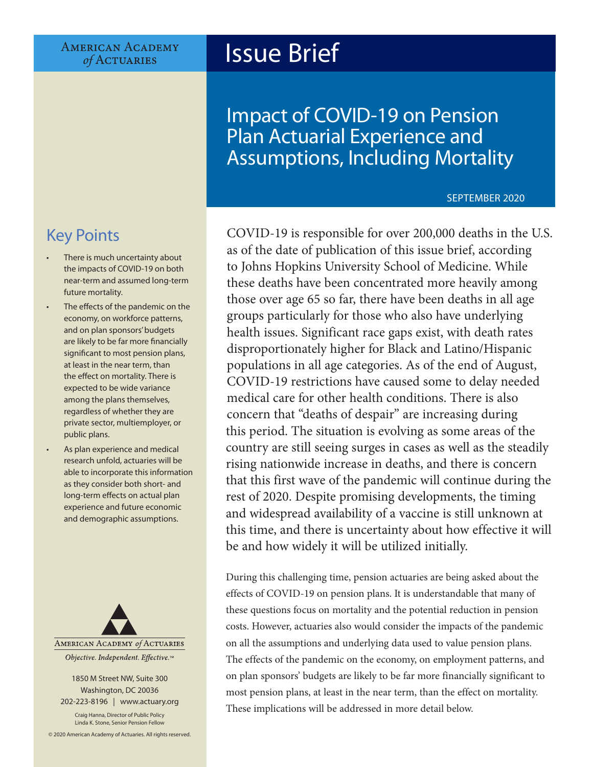American Academy of Actuaries

# Issue Brief

## Impact of COVID-19 on Pension Plan Actuarial Experience and Assumptions, Including Mortality

SEPTEMBER 2020

### Key Points

- There is much uncertainty about the impacts of COVID-19 on both near-term and assumed long-term future mortality.
- The effects of the pandemic on the economy, on workforce patterns, and on plan sponsors' budgets are likely to be far more financially significant to most pension plans, at least in the near term, than the effect on mortality. There is expected to be wide variance among the plans themselves, regardless of whether they are private sector, multiemployer, or public plans.
- As plan experience and medical research unfold, actuaries will be able to incorporate this information as they consider both short- and long-term effects on actual plan experience and future economic and demographic assumptions.

COVID-19 is responsible for over 200,000 deaths in the U.S. as of the date of publication of this issue brief, according to Johns Hopkins University School of Medicine. While these deaths have been concentrated more heavily among those over age 65 so far, there have been deaths in all age groups particularly for those who also have underlying health issues. Significant race gaps exist, with death rates disproportionately higher for Black and Latino/Hispanic populations in all age categories. As of the end of August, COVID-19 restrictions have caused some to delay needed medical care for other health conditions. There is also concern that "deaths of despair" are increasing during this period. The situation is evolving as some areas of the country are still seeing surges in cases as well as the steadily rising nationwide increase in deaths, and there is concern that this first wave of the pandemic will continue during the rest of 2020. Despite promising developments, the timing and widespread availability of a vaccine is still unknown at this time, and there is uncertainty about how effective it will be and how widely it will be utilized initially.

During this challenging time, pension actuaries are being asked about the effects of COVID-19 on pension plans. It is understandable that many of these questions focus on mortality and the potential reduction in pension costs. However, actuaries also would consider the impacts of the pandemic on all the assumptions and underlying data used to value pension plans. The effects of the pandemic on the economy, on employment patterns, and on plan sponsors' budgets are likely to be far more financially significant to most pension plans, at least in the near term, than the effect on mortality. These implications will be addressed in more detail below.

American Academy of Actuaries

*Objective. Independent. Effective.™*

1850 M Street NW, Suite 300
Washington, DC 20036
202-223-8196 | www.actuary.org

Craig Hanna, Director of Public Policy
Linda K. Stone, Senior Pension Fellow

© 2020 American Academy of Actuaries. All rights reserved.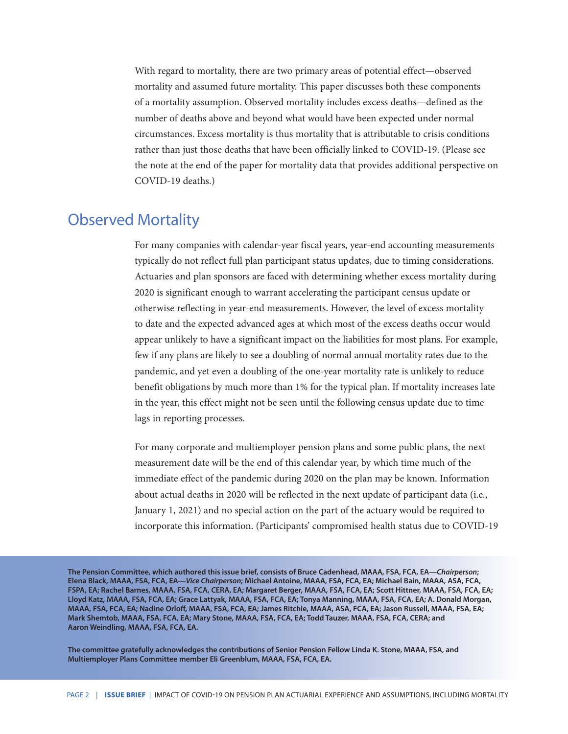With regard to mortality, there are two primary areas of potential effect—observed mortality and assumed future mortality. This paper discusses both these components of a mortality assumption. Observed mortality includes excess deaths—defined as the number of deaths above and beyond what would have been expected under normal circumstances. Excess mortality is thus mortality that is attributable to crisis conditions rather than just those deaths that have been officially linked to COVID-19. (Please see the note at the end of the paper for mortality data that provides additional perspective on COVID-19 deaths.)

## Observed Mortality

For many companies with calendar-year fiscal years, year-end accounting measurements typically do not reflect full plan participant status updates, due to timing considerations. Actuaries and plan sponsors are faced with determining whether excess mortality during 2020 is significant enough to warrant accelerating the participant census update or otherwise reflecting in year-end measurements. However, the level of excess mortality to date and the expected advanced ages at which most of the excess deaths occur would appear unlikely to have a significant impact on the liabilities for most plans. For example, few if any plans are likely to see a doubling of normal annual mortality rates due to the pandemic, and yet even a doubling of the one-year mortality rate is unlikely to reduce benefit obligations by much more than 1% for the typical plan. If mortality increases late in the year, this effect might not be seen until the following census update due to time lags in reporting processes.

For many corporate and multiemployer pension plans and some public plans, the next measurement date will be the end of this calendar year, by which time much of the immediate effect of the pandemic during 2020 on the plan may be known. Information about actual deaths in 2020 will be reflected in the next update of participant data (i.e., January 1, 2021) and no special action on the part of the actuary would be required to incorporate this information. (Participants' compromised health status due to COVID-19

**The Pension Committee, which authored this issue brief, consists of Bruce Cadenhead, MAAA, FSA, FCA, EA—*Chairperson*; Elena Black, MAAA, FSA, FCA, EA—*Vice Chairperson*; Michael Antoine, MAAA, FSA, FCA, EA; Michael Bain, MAAA, ASA, FCA, FSPA, EA; Rachel Barnes, MAAA, FSA, FCA, CERA, EA; Margaret Berger, MAAA, FSA, FCA, EA; Scott Hittner, MAAA, FSA, FCA, EA; Lloyd Katz, MAAA, FSA, FCA, EA; Grace Lattyak, MAAA, FSA, FCA, EA; Tonya Manning, MAAA, FSA, FCA, EA; A. Donald Morgan, MAAA, FSA, FCA, EA; Nadine Orloff, MAAA, FSA, FCA, EA; James Ritchie, MAAA, ASA, FCA, EA; Jason Russell, MAAA, FSA, EA; Mark Shemtob, MAAA, FSA, FCA, EA; Mary Stone, MAAA, FSA, FCA, EA; Todd Tauzer, MAAA, FSA, FCA, CERA; and Aaron Weindling, MAAA, FSA, FCA, EA.**

**The committee gratefully acknowledges the contributions of Senior Pension Fellow Linda K. Stone, MAAA, FSA, and Multiemployer Plans Committee member Eli Greenblum, MAAA, FSA, FCA, EA.**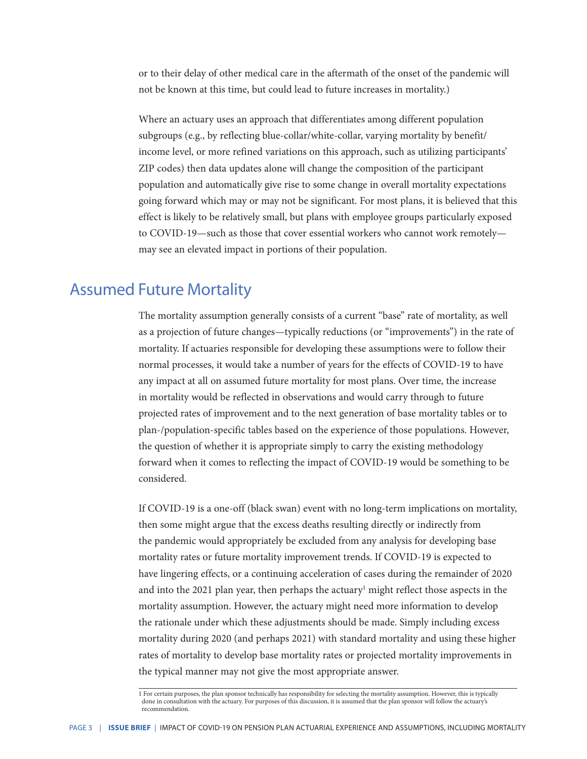or to their delay of other medical care in the aftermath of the onset of the pandemic will not be known at this time, but could lead to future increases in mortality.)

Where an actuary uses an approach that differentiates among different population subgroups (e.g., by reflecting blue-collar/white-collar, varying mortality by benefit/income level, or more refined variations on this approach, such as utilizing participants' ZIP codes) then data updates alone will change the composition of the participant population and automatically give rise to some change in overall mortality expectations going forward which may or may not be significant. For most plans, it is believed that this effect is likely to be relatively small, but plans with employee groups particularly exposed to COVID-19—such as those that cover essential workers who cannot work remotely—may see an elevated impact in portions of their population.

## Assumed Future Mortality

The mortality assumption generally consists of a current "base" rate of mortality, as well as a projection of future changes—typically reductions (or "improvements") in the rate of mortality. If actuaries responsible for developing these assumptions were to follow their normal processes, it would take a number of years for the effects of COVID-19 to have any impact at all on assumed future mortality for most plans. Over time, the increase in mortality would be reflected in observations and would carry through to future projected rates of improvement and to the next generation of base mortality tables or to plan-/population-specific tables based on the experience of those populations. However, the question of whether it is appropriate simply to carry the existing methodology forward when it comes to reflecting the impact of COVID-19 would be something to be considered.

If COVID-19 is a one-off (black swan) event with no long-term implications on mortality, then some might argue that the excess deaths resulting directly or indirectly from the pandemic would appropriately be excluded from any analysis for developing base mortality rates or future mortality improvement trends. If COVID-19 is expected to have lingering effects, or a continuing acceleration of cases during the remainder of 2020 and into the 2021 plan year, then perhaps the actuary[1] might reflect those aspects in the mortality assumption. However, the actuary might need more information to develop the rationale under which these adjustments should be made. Simply including excess mortality during 2020 (and perhaps 2021) with standard mortality and using these higher rates of mortality to develop base mortality rates or projected mortality improvements in the typical manner may not give the most appropriate answer.

---

1 For certain purposes, the plan sponsor technically has responsibility for selecting the mortality assumption. However, this is typically done in consultation with the actuary. For purposes of this discussion, it is assumed that the plan sponsor will follow the actuary's recommendation.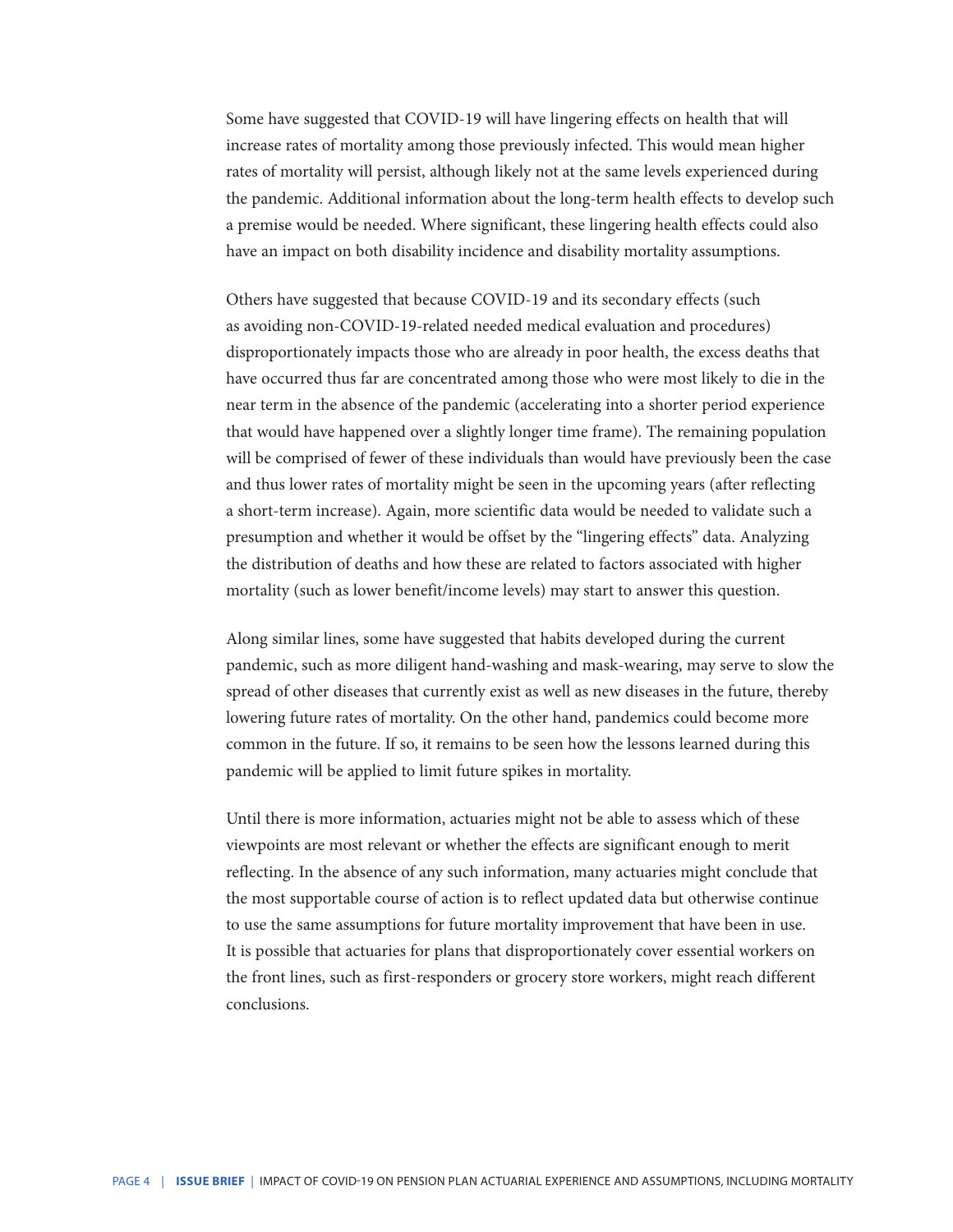Some have suggested that COVID-19 will have lingering effects on health that will increase rates of mortality among those previously infected. This would mean higher rates of mortality will persist, although likely not at the same levels experienced during the pandemic. Additional information about the long-term health effects to develop such a premise would be needed. Where significant, these lingering health effects could also have an impact on both disability incidence and disability mortality assumptions.

Others have suggested that because COVID-19 and its secondary effects (such as avoiding non-COVID-19-related needed medical evaluation and procedures) disproportionately impacts those who are already in poor health, the excess deaths that have occurred thus far are concentrated among those who were most likely to die in the near term in the absence of the pandemic (accelerating into a shorter period experience that would have happened over a slightly longer time frame). The remaining population will be comprised of fewer of these individuals than would have previously been the case and thus lower rates of mortality might be seen in the upcoming years (after reflecting a short-term increase). Again, more scientific data would be needed to validate such a presumption and whether it would be offset by the "lingering effects" data. Analyzing the distribution of deaths and how these are related to factors associated with higher mortality (such as lower benefit/income levels) may start to answer this question.

Along similar lines, some have suggested that habits developed during the current pandemic, such as more diligent hand-washing and mask-wearing, may serve to slow the spread of other diseases that currently exist as well as new diseases in the future, thereby lowering future rates of mortality. On the other hand, pandemics could become more common in the future. If so, it remains to be seen how the lessons learned during this pandemic will be applied to limit future spikes in mortality.

Until there is more information, actuaries might not be able to assess which of these viewpoints are most relevant or whether the effects are significant enough to merit reflecting. In the absence of any such information, many actuaries might conclude that the most supportable course of action is to reflect updated data but otherwise continue to use the same assumptions for future mortality improvement that have been in use. It is possible that actuaries for plans that disproportionately cover essential workers on the front lines, such as first-responders or grocery store workers, might reach different conclusions.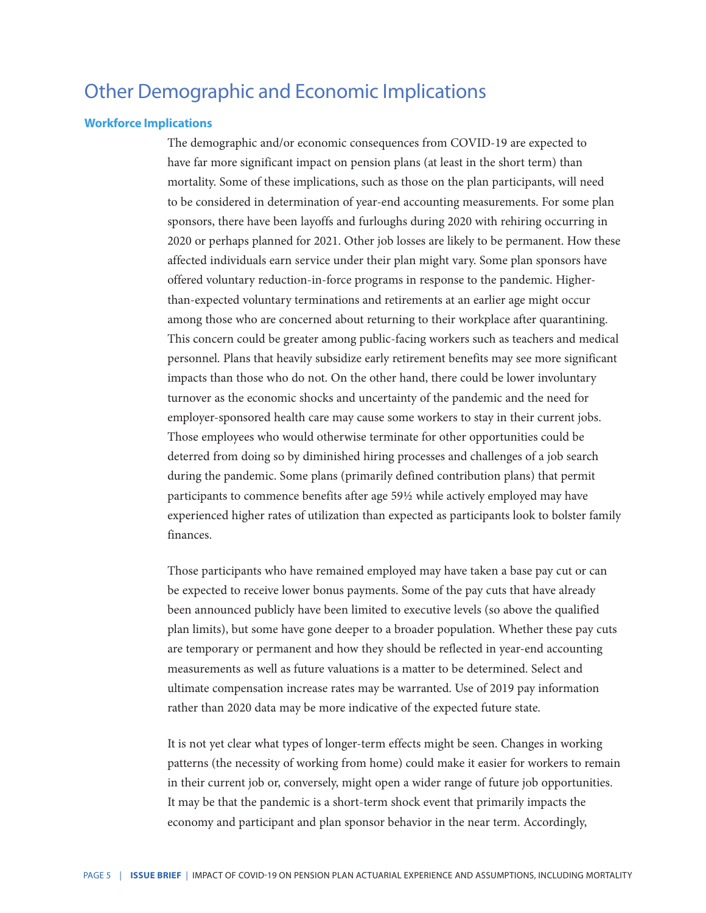## Other Demographic and Economic Implications

### Workforce Implications

The demographic and/or economic consequences from COVID-19 are expected to have far more significant impact on pension plans (at least in the short term) than mortality. Some of these implications, such as those on the plan participants, will need to be considered in determination of year-end accounting measurements. For some plan sponsors, there have been layoffs and furloughs during 2020 with rehiring occurring in 2020 or perhaps planned for 2021. Other job losses are likely to be permanent. How these affected individuals earn service under their plan might vary. Some plan sponsors have offered voluntary reduction-in-force programs in response to the pandemic. Higher-than-expected voluntary terminations and retirements at an earlier age might occur among those who are concerned about returning to their workplace after quarantining. This concern could be greater among public-facing workers such as teachers and medical personnel. Plans that heavily subsidize early retirement benefits may see more significant impacts than those who do not. On the other hand, there could be lower involuntary turnover as the economic shocks and uncertainty of the pandemic and the need for employer-sponsored health care may cause some workers to stay in their current jobs. Those employees who would otherwise terminate for other opportunities could be deterred from doing so by diminished hiring processes and challenges of a job search during the pandemic. Some plans (primarily defined contribution plans) that permit participants to commence benefits after age 59½ while actively employed may have experienced higher rates of utilization than expected as participants look to bolster family finances.

Those participants who have remained employed may have taken a base pay cut or can be expected to receive lower bonus payments. Some of the pay cuts that have already been announced publicly have been limited to executive levels (so above the qualified plan limits), but some have gone deeper to a broader population. Whether these pay cuts are temporary or permanent and how they should be reflected in year-end accounting measurements as well as future valuations is a matter to be determined. Select and ultimate compensation increase rates may be warranted. Use of 2019 pay information rather than 2020 data may be more indicative of the expected future state.

It is not yet clear what types of longer-term effects might be seen. Changes in working patterns (the necessity of working from home) could make it easier for workers to remain in their current job or, conversely, might open a wider range of future job opportunities. It may be that the pandemic is a short-term shock event that primarily impacts the economy and participant and plan sponsor behavior in the near term. Accordingly,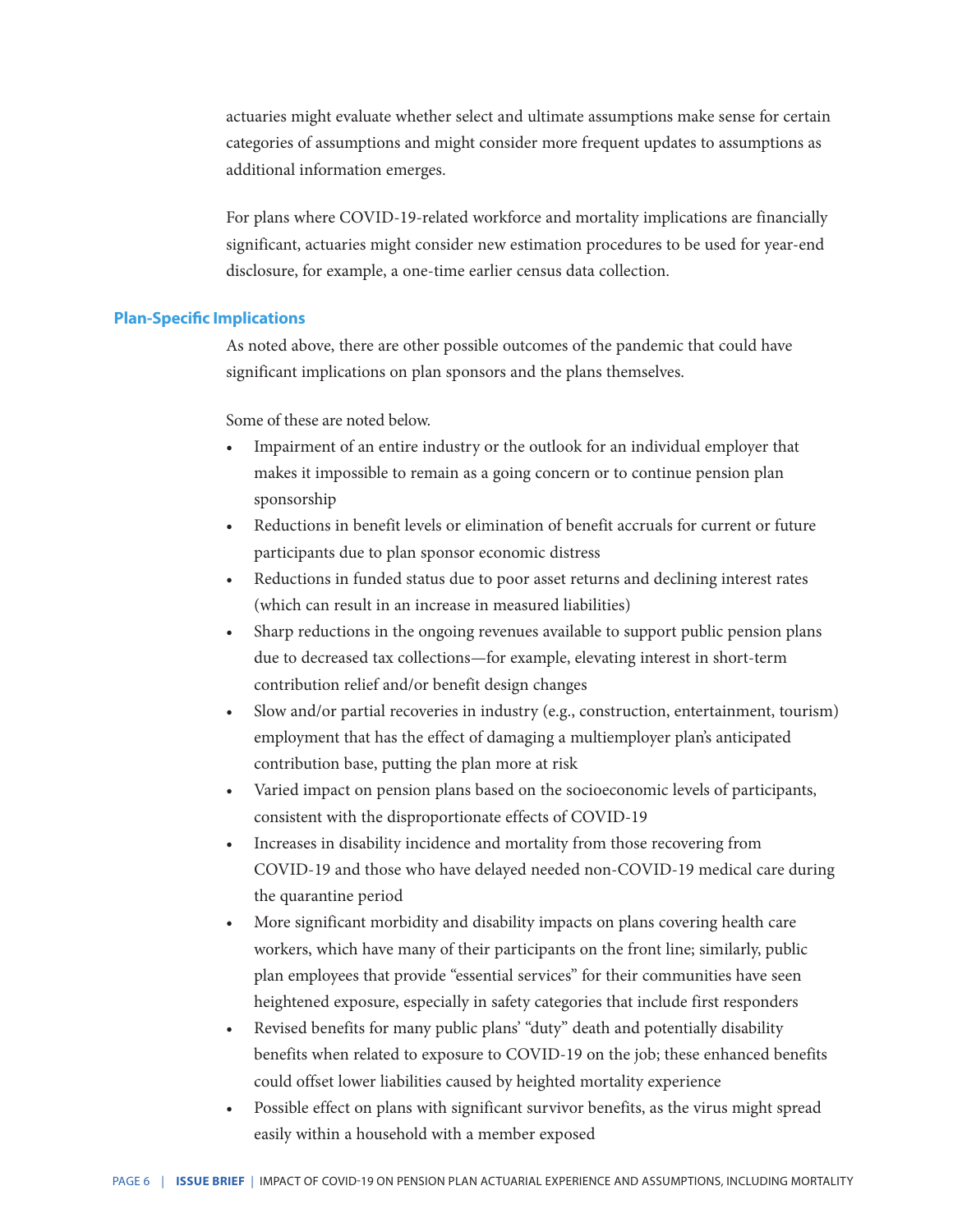actuaries might evaluate whether select and ultimate assumptions make sense for certain categories of assumptions and might consider more frequent updates to assumptions as additional information emerges.

For plans where COVID-19-related workforce and mortality implications are financially significant, actuaries might consider new estimation procedures to be used for year-end disclosure, for example, a one-time earlier census data collection.

### Plan-Specific Implications

As noted above, there are other possible outcomes of the pandemic that could have significant implications on plan sponsors and the plans themselves.

Some of these are noted below.

- Impairment of an entire industry or the outlook for an individual employer that makes it impossible to remain as a going concern or to continue pension plan sponsorship
- Reductions in benefit levels or elimination of benefit accruals for current or future participants due to plan sponsor economic distress
- Reductions in funded status due to poor asset returns and declining interest rates (which can result in an increase in measured liabilities)
- Sharp reductions in the ongoing revenues available to support public pension plans due to decreased tax collections—for example, elevating interest in short-term contribution relief and/or benefit design changes
- Slow and/or partial recoveries in industry (e.g., construction, entertainment, tourism) employment that has the effect of damaging a multiemployer plan's anticipated contribution base, putting the plan more at risk
- Varied impact on pension plans based on the socioeconomic levels of participants, consistent with the disproportionate effects of COVID-19
- Increases in disability incidence and mortality from those recovering from COVID-19 and those who have delayed needed non-COVID-19 medical care during the quarantine period
- More significant morbidity and disability impacts on plans covering health care workers, which have many of their participants on the front line; similarly, public plan employees that provide "essential services" for their communities have seen heightened exposure, especially in safety categories that include first responders
- Revised benefits for many public plans' "duty" death and potentially disability benefits when related to exposure to COVID-19 on the job; these enhanced benefits could offset lower liabilities caused by heighted mortality experience
- Possible effect on plans with significant survivor benefits, as the virus might spread easily within a household with a member exposed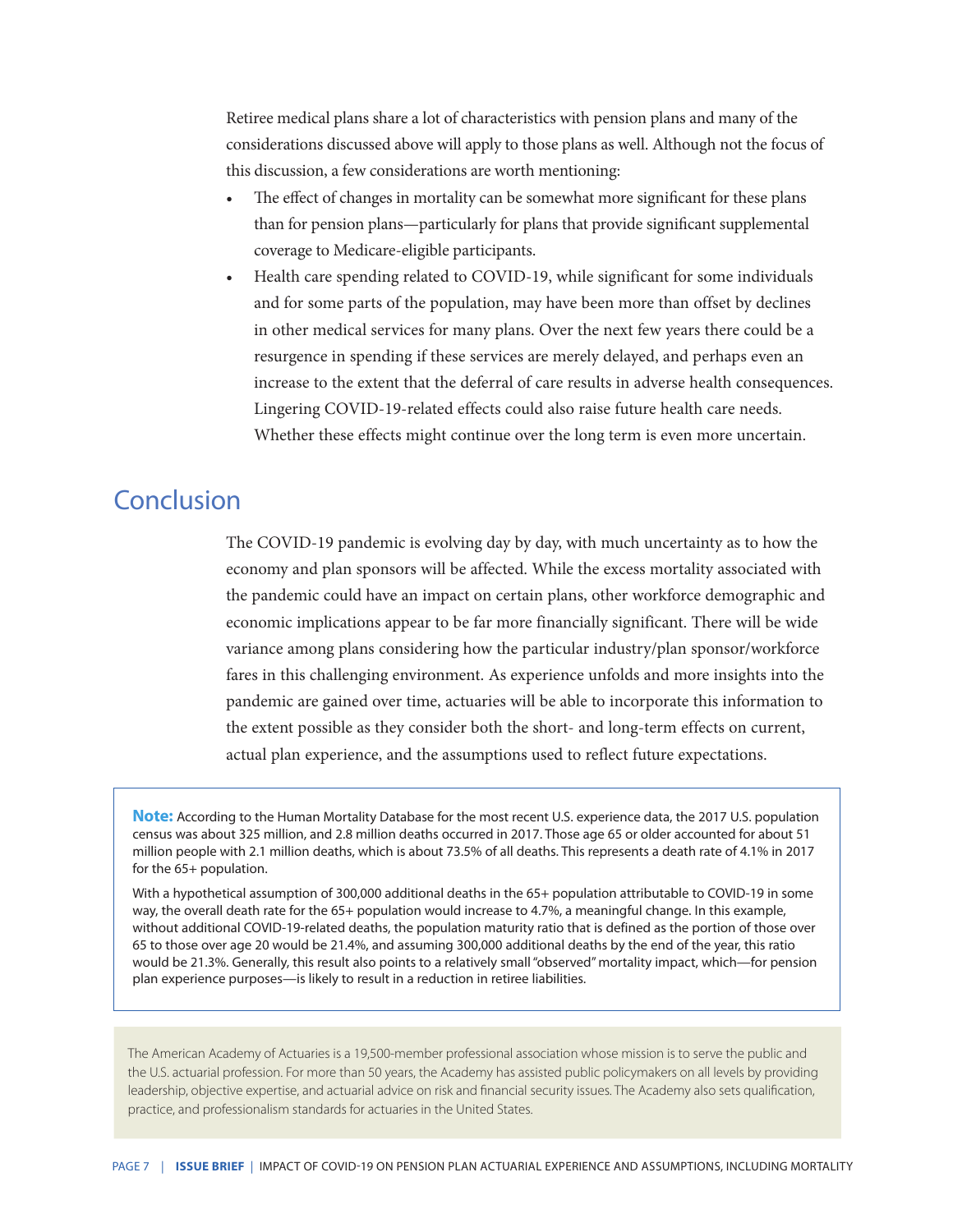Retiree medical plans share a lot of characteristics with pension plans and many of the considerations discussed above will apply to those plans as well. Although not the focus of this discussion, a few considerations are worth mentioning:

- The effect of changes in mortality can be somewhat more significant for these plans than for pension plans—particularly for plans that provide significant supplemental coverage to Medicare-eligible participants.
- Health care spending related to COVID-19, while significant for some individuals and for some parts of the population, may have been more than offset by declines in other medical services for many plans. Over the next few years there could be a resurgence in spending if these services are merely delayed, and perhaps even an increase to the extent that the deferral of care results in adverse health consequences. Lingering COVID-19-related effects could also raise future health care needs. Whether these effects might continue over the long term is even more uncertain.

## Conclusion

The COVID-19 pandemic is evolving day by day, with much uncertainty as to how the economy and plan sponsors will be affected. While the excess mortality associated with the pandemic could have an impact on certain plans, other workforce demographic and economic implications appear to be far more financially significant. There will be wide variance among plans considering how the particular industry/plan sponsor/workforce fares in this challenging environment. As experience unfolds and more insights into the pandemic are gained over time, actuaries will be able to incorporate this information to the extent possible as they consider both the short- and long-term effects on current, actual plan experience, and the assumptions used to reflect future expectations.

**Note:** According to the Human Mortality Database for the most recent U.S. experience data, the 2017 U.S. population census was about 325 million, and 2.8 million deaths occurred in 2017. Those age 65 or older accounted for about 51 million people with 2.1 million deaths, which is about 73.5% of all deaths. This represents a death rate of 4.1% in 2017 for the 65+ population.

With a hypothetical assumption of 300,000 additional deaths in the 65+ population attributable to COVID-19 in some way, the overall death rate for the 65+ population would increase to 4.7%, a meaningful change. In this example, without additional COVID-19-related deaths, the population maturity ratio that is defined as the portion of those over 65 to those over age 20 would be 21.4%, and assuming 300,000 additional deaths by the end of the year, this ratio would be 21.3%. Generally, this result also points to a relatively small "observed" mortality impact, which—for pension plan experience purposes—is likely to result in a reduction in retiree liabilities.

The American Academy of Actuaries is a 19,500-member professional association whose mission is to serve the public and the U.S. actuarial profession. For more than 50 years, the Academy has assisted public policymakers on all levels by providing leadership, objective expertise, and actuarial advice on risk and financial security issues. The Academy also sets qualification, practice, and professionalism standards for actuaries in the United States.